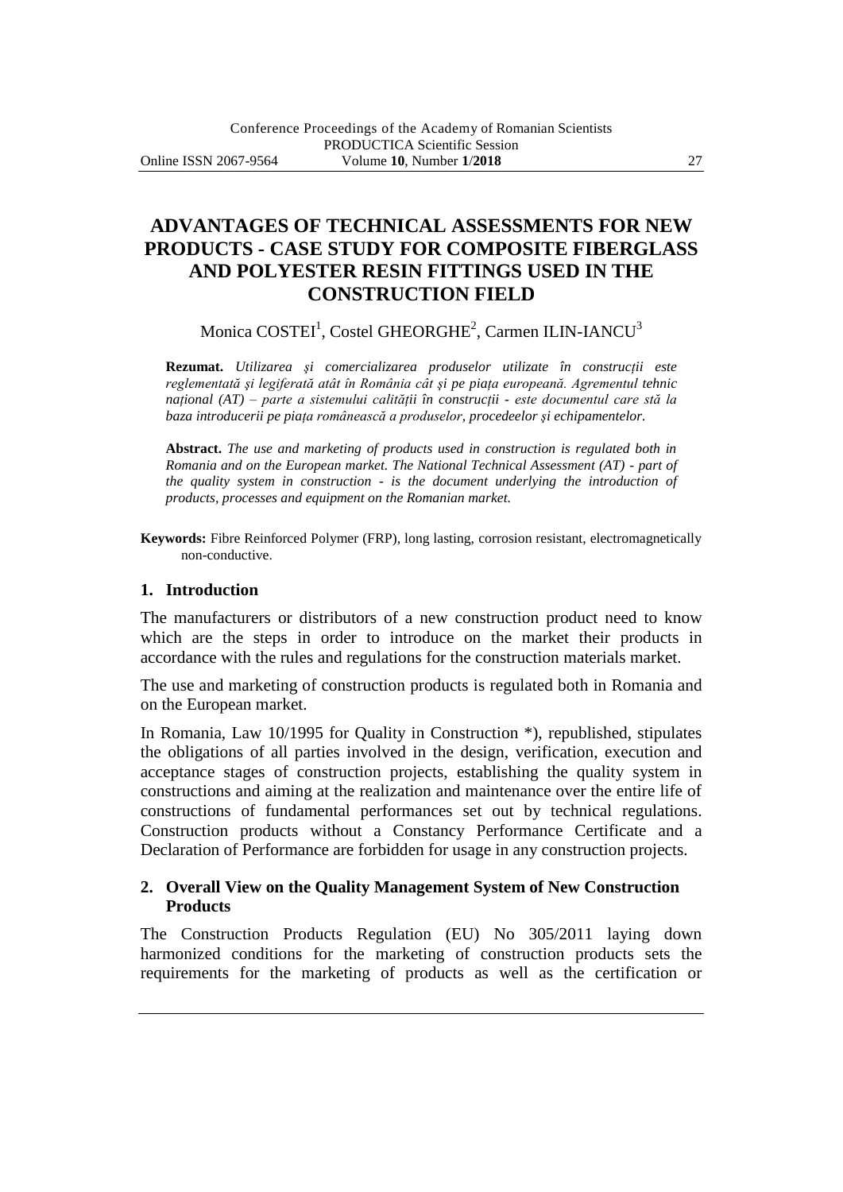# ADVANTAGES OF TECHNICAL ASSESSMENTS FOR NEW PRODUCTS - CASE STUDY FOR COMPOSITE FIBERGLASS AND POLYESTER RESIN FITTINGS USED IN THE CONSTRUCTION FIELD

Monica COSTEI[1], Costel GHEORGHE[2], Carmen ILIN-IANCU[3]

**Rezumat.** *Utilizarea şi comercializarea produselor utilizate în construcții este reglementată şi legiferată atât în România cât şi pe piața europeană. Agrementul tehnic național (AT) – parte a sistemului calității în construcții - este documentul care stă la baza introducerii pe piața românească a produselor, procedeelor şi echipamentelor.*

**Abstract.** *The use and marketing of products used in construction is regulated both in Romania and on the European market. The National Technical Assessment (AT) - part of the quality system in construction - is the document underlying the introduction of products, processes and equipment on the Romanian market.*

**Keywords:** Fibre Reinforced Polymer (FRP), long lasting, corrosion resistant, electromagnetically non-conductive.

## 1. Introduction

The manufacturers or distributors of a new construction product need to know which are the steps in order to introduce on the market their products in accordance with the rules and regulations for the construction materials market.

The use and marketing of construction products is regulated both in Romania and on the European market.

In Romania, Law 10/1995 for Quality in Construction *), republished, stipulates the obligations of all parties involved in the design, verification, execution and acceptance stages of construction projects, establishing the quality system in constructions and aiming at the realization and maintenance over the entire life of constructions of fundamental performances set out by technical regulations. Construction products without a Constancy Performance Certificate and a Declaration of Performance are forbidden for usage in any construction projects.

## 2. Overall View on the Quality Management System of New Construction Products

The Construction Products Regulation (EU) No 305/2011 laying down harmonized conditions for the marketing of construction products sets the requirements for the marketing of products as well as the certification or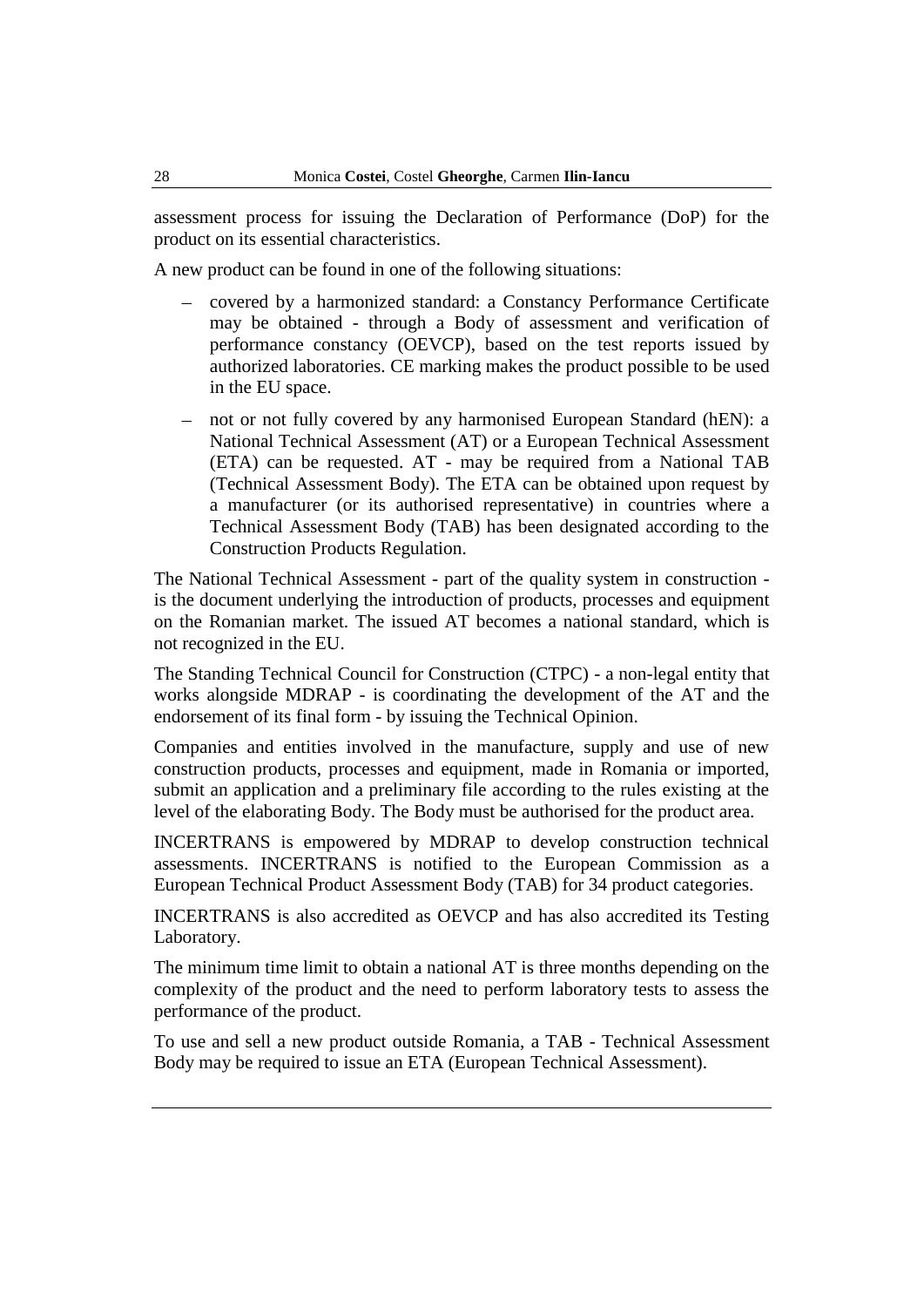assessment process for issuing the Declaration of Performance (DoP) for the product on its essential characteristics.

A new product can be found in one of the following situations:

- covered by a harmonized standard: a Constancy Performance Certificate may be obtained - through a Body of assessment and verification of performance constancy (OEVCP), based on the test reports issued by authorized laboratories. CE marking makes the product possible to be used in the EU space.
- not or not fully covered by any harmonised European Standard (hEN): a National Technical Assessment (AT) or a European Technical Assessment (ETA) can be requested. AT - may be required from a National TAB (Technical Assessment Body). The ETA can be obtained upon request by a manufacturer (or its authorised representative) in countries where a Technical Assessment Body (TAB) has been designated according to the Construction Products Regulation.

The National Technical Assessment - part of the quality system in construction - is the document underlying the introduction of products, processes and equipment on the Romanian market. The issued AT becomes a national standard, which is not recognized in the EU.

The Standing Technical Council for Construction (CTPC) - a non-legal entity that works alongside MDRAP - is coordinating the development of the AT and the endorsement of its final form - by issuing the Technical Opinion.

Companies and entities involved in the manufacture, supply and use of new construction products, processes and equipment, made in Romania or imported, submit an application and a preliminary file according to the rules existing at the level of the elaborating Body. The Body must be authorised for the product area.

INCERTRANS is empowered by MDRAP to develop construction technical assessments. INCERTRANS is notified to the European Commission as a European Technical Product Assessment Body (TAB) for 34 product categories.

INCERTRANS is also accredited as OEVCP and has also accredited its Testing Laboratory.

The minimum time limit to obtain a national AT is three months depending on the complexity of the product and the need to perform laboratory tests to assess the performance of the product.

To use and sell a new product outside Romania, a TAB - Technical Assessment Body may be required to issue an ETA (European Technical Assessment).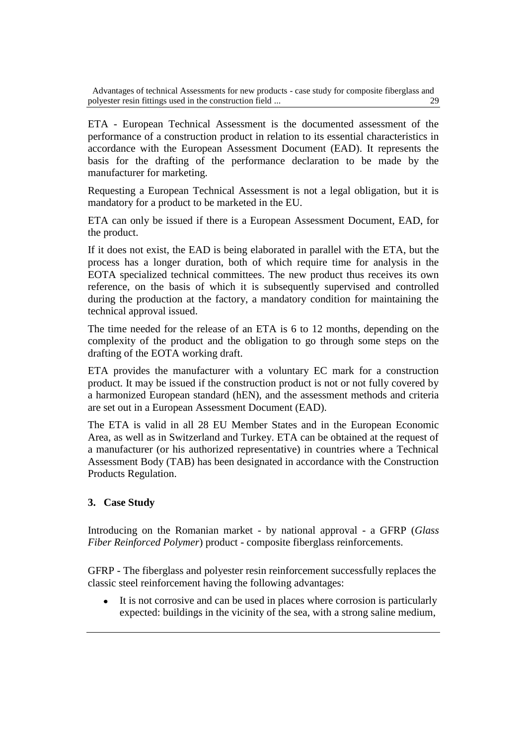ETA - European Technical Assessment is the documented assessment of the performance of a construction product in relation to its essential characteristics in accordance with the European Assessment Document (EAD). It represents the basis for the drafting of the performance declaration to be made by the manufacturer for marketing.

Requesting a European Technical Assessment is not a legal obligation, but it is mandatory for a product to be marketed in the EU.

ETA can only be issued if there is a European Assessment Document, EAD, for the product.

If it does not exist, the EAD is being elaborated in parallel with the ETA, but the process has a longer duration, both of which require time for analysis in the EOTA specialized technical committees. The new product thus receives its own reference, on the basis of which it is subsequently supervised and controlled during the production at the factory, a mandatory condition for maintaining the technical approval issued.

The time needed for the release of an ETA is 6 to 12 months, depending on the complexity of the product and the obligation to go through some steps on the drafting of the EOTA working draft.

ETA provides the manufacturer with a voluntary EC mark for a construction product. It may be issued if the construction product is not or not fully covered by a harmonized European standard (hEN), and the assessment methods and criteria are set out in a European Assessment Document (EAD).

The ETA is valid in all 28 EU Member States and in the European Economic Area, as well as in Switzerland and Turkey. ETA can be obtained at the request of a manufacturer (or his authorized representative) in countries where a Technical Assessment Body (TAB) has been designated in accordance with the Construction Products Regulation.

## 3. Case Study

Introducing on the Romanian market - by national approval - a GFRP (*Glass Fiber Reinforced Polymer*) product - composite fiberglass reinforcements.

GFRP - The fiberglass and polyester resin reinforcement successfully replaces the classic steel reinforcement having the following advantages:

- It is not corrosive and can be used in places where corrosion is particularly expected: buildings in the vicinity of the sea, with a strong saline medium,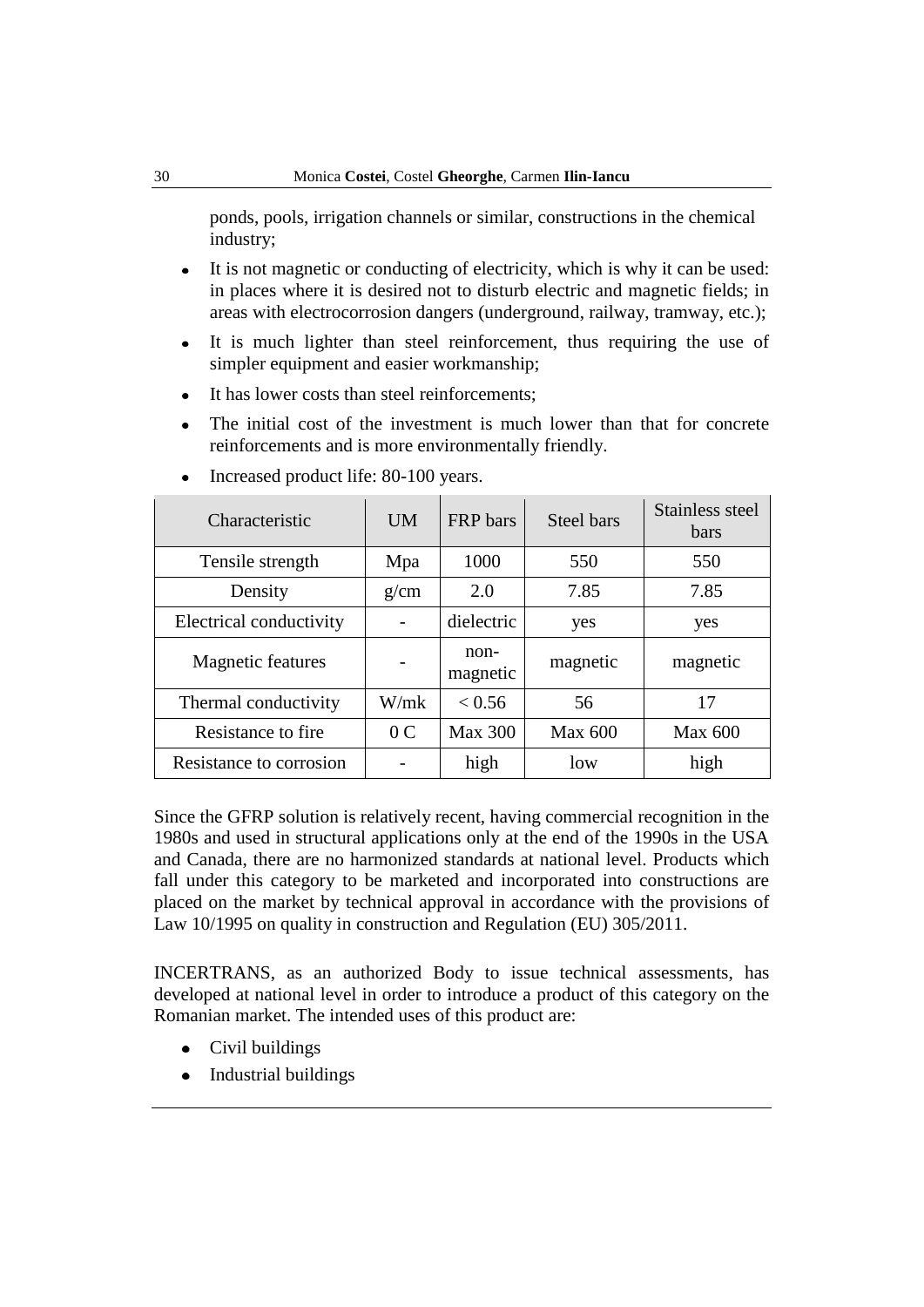ponds, pools, irrigation channels or similar, constructions in the chemical industry;

- It is not magnetic or conducting of electricity, which is why it can be used: in places where it is desired not to disturb electric and magnetic fields; in areas with electrocorrosion dangers (underground, railway, tramway, etc.);
- It is much lighter than steel reinforcement, thus requiring the use of simpler equipment and easier workmanship;
- It has lower costs than steel reinforcements;
- The initial cost of the investment is much lower than that for concrete reinforcements and is more environmentally friendly.
- Increased product life: 80-100 years.

| Characteristic | UM | FRP bars | Steel bars | Stainless steel bars |
|---|---|---|---|---|
| Tensile strength | Mpa | 1000 | 550 | 550 |
| Density | g/cm | 2.0 | 7.85 | 7.85 |
| Electrical conductivity | - | dielectric | yes | yes |
| Magnetic features | - | non-magnetic | magnetic | magnetic |
| Thermal conductivity | W/mk | < 0.56 | 56 | 17 |
| Resistance to fire | 0 C | Max 300 | Max 600 | Max 600 |
| Resistance to corrosion | - | high | low | high |

Since the GFRP solution is relatively recent, having commercial recognition in the 1980s and used in structural applications only at the end of the 1990s in the USA and Canada, there are no harmonized standards at national level. Products which fall under this category to be marketed and incorporated into constructions are placed on the market by technical approval in accordance with the provisions of Law 10/1995 on quality in construction and Regulation (EU) 305/2011.

INCERTRANS, as an authorized Body to issue technical assessments, has developed at national level in order to introduce a product of this category on the Romanian market. The intended uses of this product are:

- Civil buildings
- Industrial buildings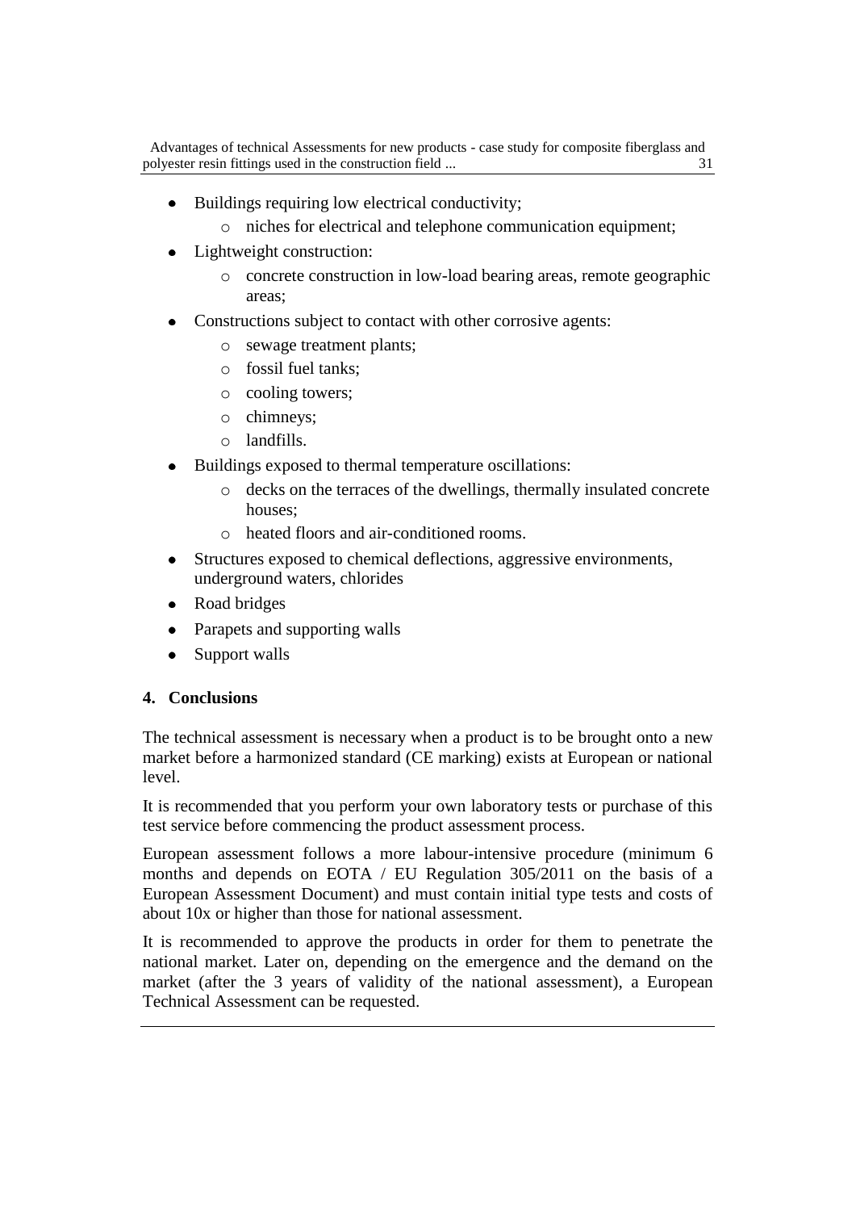- Buildings requiring low electrical conductivity;
    - niches for electrical and telephone communication equipment;
- Lightweight construction:
    - concrete construction in low-load bearing areas, remote geographic areas;
- Constructions subject to contact with other corrosive agents:
    - sewage treatment plants;
    - fossil fuel tanks;
    - cooling towers;
    - chimneys;
    - landfills.
- Buildings exposed to thermal temperature oscillations:
    - decks on the terraces of the dwellings, thermally insulated concrete houses;
    - heated floors and air-conditioned rooms.
- Structures exposed to chemical deflections, aggressive environments, underground waters, chlorides
- Road bridges
- Parapets and supporting walls
- Support walls

## 4. Conclusions

The technical assessment is necessary when a product is to be brought onto a new market before a harmonized standard (CE marking) exists at European or national level.

It is recommended that you perform your own laboratory tests or purchase of this test service before commencing the product assessment process.

European assessment follows a more labour-intensive procedure (minimum 6 months and depends on EOTA / EU Regulation 305/2011 on the basis of a European Assessment Document) and must contain initial type tests and costs of about 10x or higher than those for national assessment.

It is recommended to approve the products in order for them to penetrate the national market. Later on, depending on the emergence and the demand on the market (after the 3 years of validity of the national assessment), a European Technical Assessment can be requested.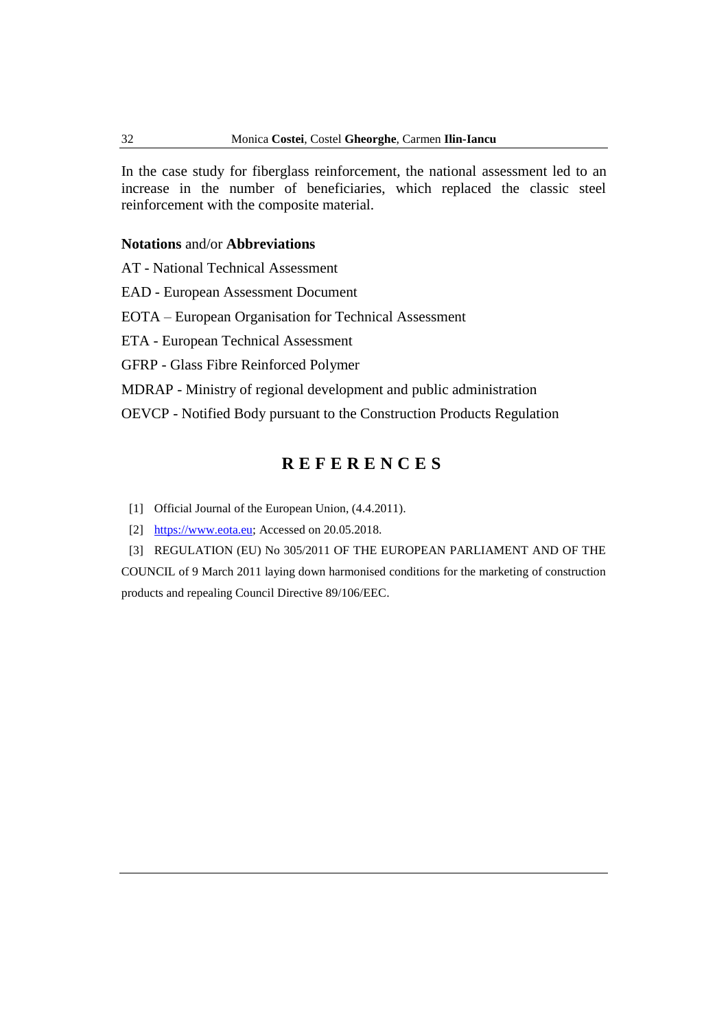In the case study for fiberglass reinforcement, the national assessment led to an increase in the number of beneficiaries, which replaced the classic steel reinforcement with the composite material.

**Notations** and/or **Abbreviations**

AT - National Technical Assessment

EAD - European Assessment Document

EOTA – European Organisation for Technical Assessment

ETA - European Technical Assessment

GFRP - Glass Fibre Reinforced Polymer

MDRAP - Ministry of regional development and public administration

OEVCP - Notified Body pursuant to the Construction Products Regulation

## REFERENCES

[1] Official Journal of the European Union, (4.4.2011).

[2] https://www.eota.eu; Accessed on 20.05.2018.

[3] REGULATION (EU) No 305/2011 OF THE EUROPEAN PARLIAMENT AND OF THE COUNCIL of 9 March 2011 laying down harmonised conditions for the marketing of construction products and repealing Council Directive 89/106/EEC.